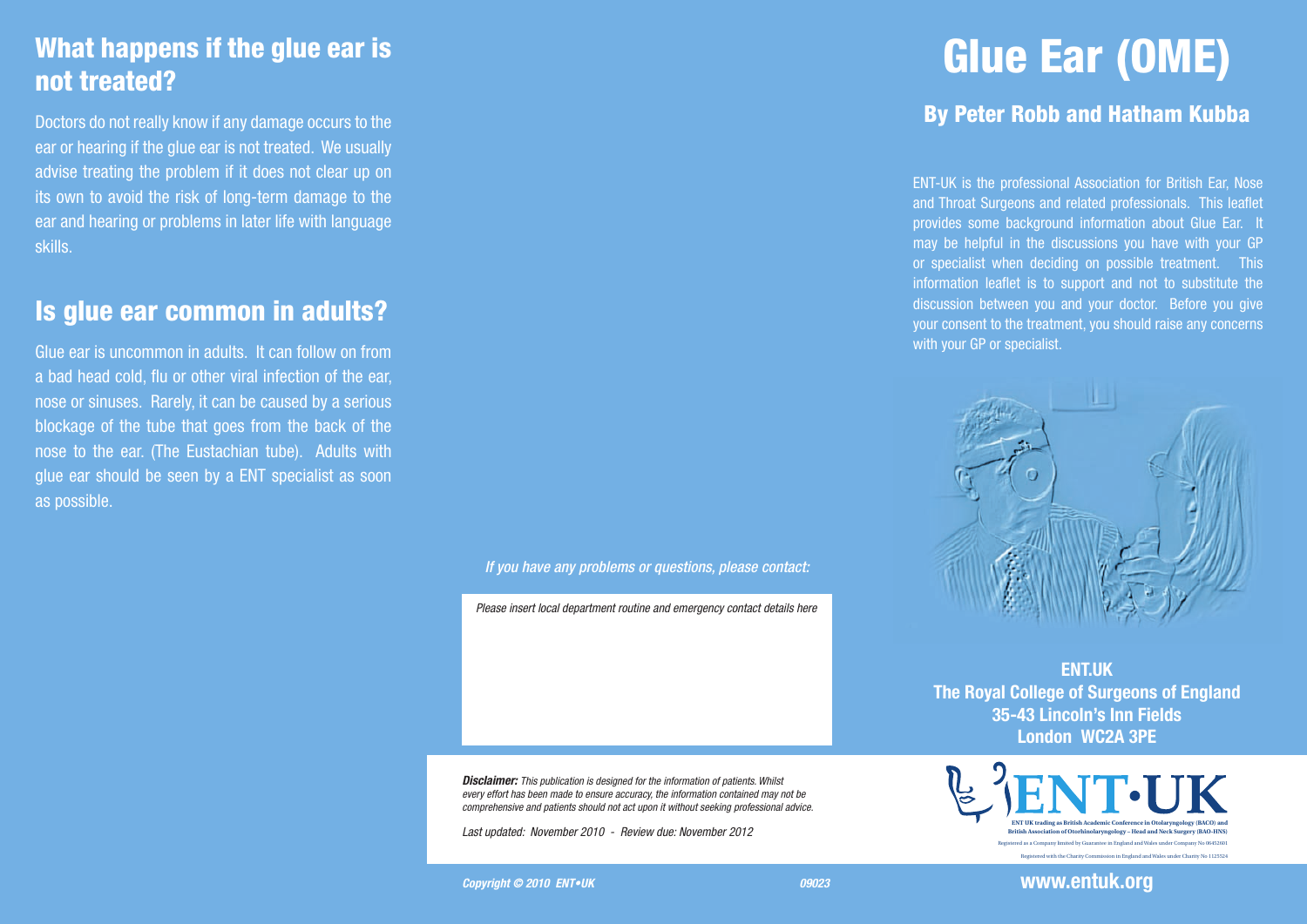## What happens if the glue ear is not treated?

Doctors do not really know if any damage occurs to the ear or hearing if the glue ear is not treated. We usually advise treating the problem if it does not clear up on its own to avoid the risk of long-term damage to the ear and hearing or problems in later life with language skills.

## Is glue ear common in adults?

Glue ear is uncommon in adults. It can follow on from a bad head cold, flu or other viral infection of the ear, nose or sinuses. Rarely, it can be caused by a serious blockage of the tube that goes from the back of the nose to the ear. (The Eustachian tube). Adults with glue ear should be seen by a ENT specialist as soon as possible.

*If you have any problems or questions, please contact:*

*Please insert local department routine and emergency contact details here*

***Disclaimer:*** *This publication is designed for the information of patients. Whilst every effort has been made to ensure accuracy, the information contained may not be comprehensive and patients should not act upon it without seeking professional advice.*

*Last updated: November 2010 - Review due: November 2012*

***Copyright © 2010 ENT•UK*** *09023*

# Glue Ear (OME)

## By Peter Robb and Hatham Kubba

ENT-UK is the professional Association for British Ear, Nose and Throat Surgeons and related professionals. This leaflet provides some background information about Glue Ear. It may be helpful in the discussions you have with your GP or specialist when deciding on possible treatment. This information leaflet is to support and not to substitute the discussion between you and your doctor. Before you give your consent to the treatment, you should raise any concerns with your GP or specialist.

**ENT.UK**
**The Royal College of Surgeons of England**
**35-43 Lincoln's Inn Fields**
**London WC2A 3PE**

ENT•UK

ENT UK trading as British Academic Conference in Otolaryngology (BACO) and British Association of Otorhinolaryngology – Head and Neck Surgery (BAO-HNS)

Registered as a Company limited by Guarantee in England and Wales under Company No 06452601

Registered with the Charity Commission in England and Wales under Charity No 1125524

**www.entuk.org**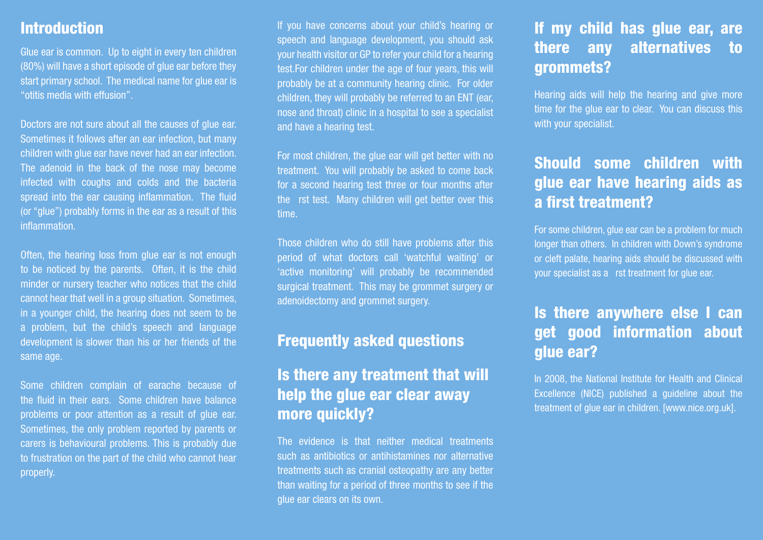## Introduction

Glue ear is common. Up to eight in every ten children (80%) will have a short episode of glue ear before they start primary school. The medical name for glue ear is "otitis media with effusion".

Doctors are not sure about all the causes of glue ear. Sometimes it follows after an ear infection, but many children with glue ear have never had an ear infection. The adenoid in the back of the nose may become infected with coughs and colds and the bacteria spread into the ear causing inflammation. The fluid (or "glue") probably forms in the ear as a result of this inflammation.

Often, the hearing loss from glue ear is not enough to be noticed by the parents. Often, it is the child minder or nursery teacher who notices that the child cannot hear that well in a group situation. Sometimes, in a younger child, the hearing does not seem to be a problem, but the child's speech and language development is slower than his or her friends of the same age.

Some children complain of earache because of the fluid in their ears. Some children have balance problems or poor attention as a result of glue ear. Sometimes, the only problem reported by parents or carers is behavioural problems. This is probably due to frustration on the part of the child who cannot hear properly.

If you have concerns about your child's hearing or speech and language development, you should ask your health visitor or GP to refer your child for a hearing test.For children under the age of four years, this will probably be at a community hearing clinic. For older children, they will probably be referred to an ENT (ear, nose and throat) clinic in a hospital to see a specialist and have a hearing test.

For most children, the glue ear will get better with no treatment. You will probably be asked to come back for a second hearing test three or four months after the rst test. Many children will get better over this time.

Those children who do still have problems after this period of what doctors call 'watchful waiting' or 'active monitoring' will probably be recommended surgical treatment. This may be grommet surgery or adenoidectomy and grommet surgery.

## Frequently asked questions

## Is there any treatment that will help the glue ear clear away more quickly?

The evidence is that neither medical treatments such as antibiotics or antihistamines nor alternative treatments such as cranial osteopathy are any better than waiting for a period of three months to see if the glue ear clears on its own.

## If my child has glue ear, are there any alternatives to grommets?

Hearing aids will help the hearing and give more time for the glue ear to clear. You can discuss this with your specialist.

## Should some children with glue ear have hearing aids as a first treatment?

For some children, glue ear can be a problem for much longer than others. In children with Down's syndrome or cleft palate, hearing aids should be discussed with your specialist as a rst treatment for glue ear.

## Is there anywhere else I can get good information about glue ear?

In 2008, the National Institute for Health and Clinical Excellence (NICE) published a guideline about the treatment of glue ear in children. [www.nice.org.uk].